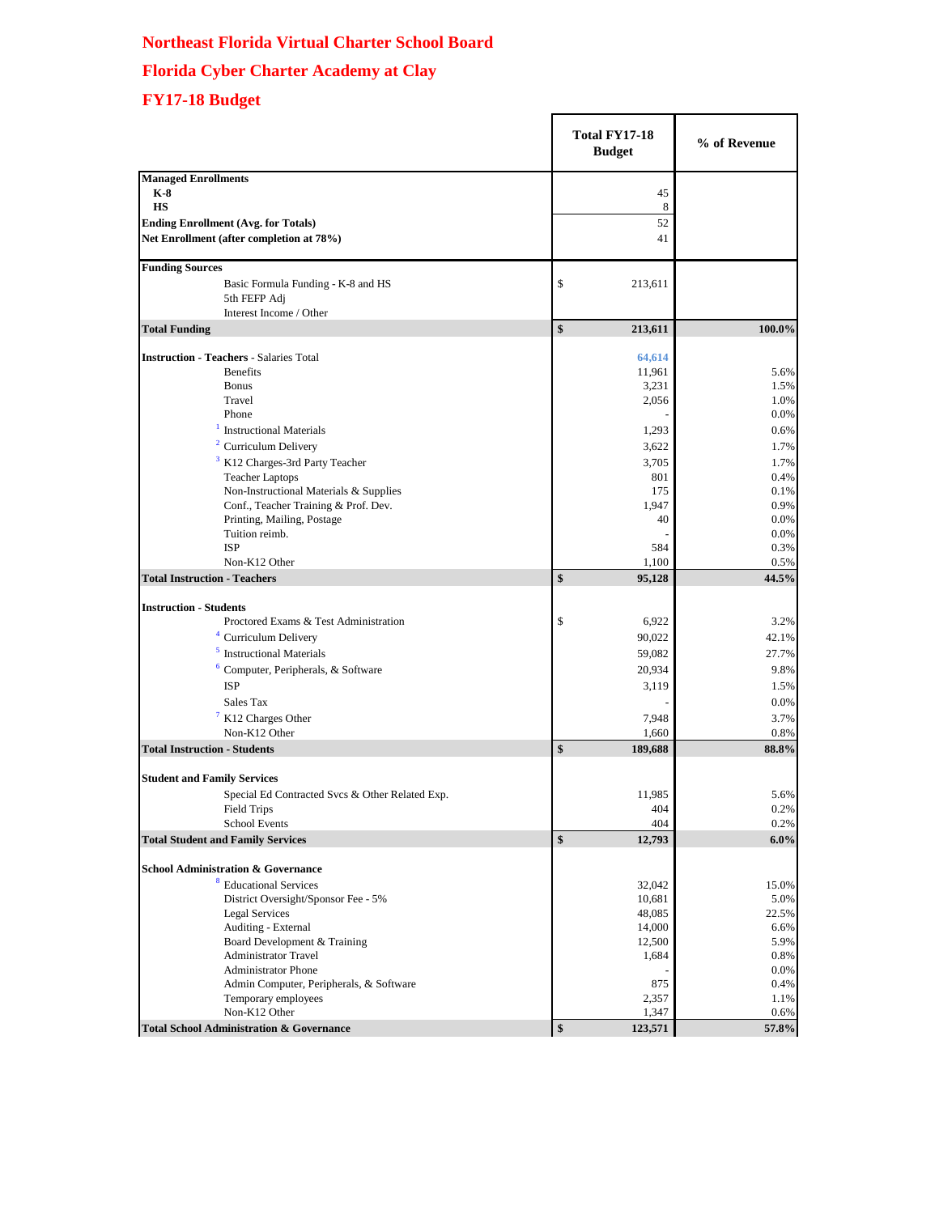# Northeast Florida Virtual Charter School Board

## Florida Cyber Charter Academy at Clay

## FY17-18 Budget

| | Total FY17-18 Budget | % of Revenue |
|---|---|---|
| **Managed Enrollments** | | |
| **K-8** | 45 | |
| **HS** | 8 | |
| **Ending Enrollment (Avg. for Totals)** | 52 | |
| **Net Enrollment (after completion at 78%)** | 41 | |
| **Funding Sources** | | |
| Basic Formula Funding - K-8 and HS | $ 213,611 | |
| 5th FEFP Adj | | |
| Interest Income / Other | | |
| **Total Funding** | **$ 213,611** | **100.0%** |
| **Instruction - Teachers** - Salaries Total | 64,614 | |
| Benefits | 11,961 | 5.6% |
| Bonus | 3,231 | 1.5% |
| Travel | 2,056 | 1.0% |
| Phone | - | 0.0% |
| [1] Instructional Materials | 1,293 | 0.6% |
| [2] Curriculum Delivery | 3,622 | 1.7% |
| [3] K12 Charges-3rd Party Teacher | 3,705 | 1.7% |
| Teacher Laptops | 801 | 0.4% |
| Non-Instructional Materials & Supplies | 175 | 0.1% |
| Conf., Teacher Training & Prof. Dev. | 1,947 | 0.9% |
| Printing, Mailing, Postage | 40 | 0.0% |
| Tuition reimb. | - | 0.0% |
| ISP | 584 | 0.3% |
| Non-K12 Other | 1,100 | 0.5% |
| **Total Instruction - Teachers** | **$ 95,128** | **44.5%** |
| **Instruction - Students** | | |
| Proctored Exams & Test Administration | $ 6,922 | 3.2% |
| [4] Curriculum Delivery | 90,022 | 42.1% |
| [5] Instructional Materials | 59,082 | 27.7% |
| [6] Computer, Peripherals, & Software | 20,934 | 9.8% |
| ISP | 3,119 | 1.5% |
| Sales Tax | - | 0.0% |
| [7] K12 Charges Other | 7,948 | 3.7% |
| Non-K12 Other | 1,660 | 0.8% |
| **Total Instruction - Students** | **$ 189,688** | **88.8%** |
| **Student and Family Services** | | |
| Special Ed Contracted Svcs & Other Related Exp. | 11,985 | 5.6% |
| Field Trips | 404 | 0.2% |
| School Events | 404 | 0.2% |
| **Total Student and Family Services** | **$ 12,793** | **6.0%** |
| **School Administration & Governance** | | |
| [8] Educational Services | 32,042 | 15.0% |
| District Oversight/Sponsor Fee - 5% | 10,681 | 5.0% |
| Legal Services | 48,085 | 22.5% |
| Auditing - External | 14,000 | 6.6% |
| Board Development & Training | 12,500 | 5.9% |
| Administrator Travel | 1,684 | 0.8% |
| Administrator Phone | - | 0.0% |
| Admin Computer, Peripherals, & Software | 875 | 0.4% |
| Temporary employees | 2,357 | 1.1% |
| Non-K12 Other | 1,347 | 0.6% |
| **Total School Administration & Governance** | **$ 123,571** | **57.8%** |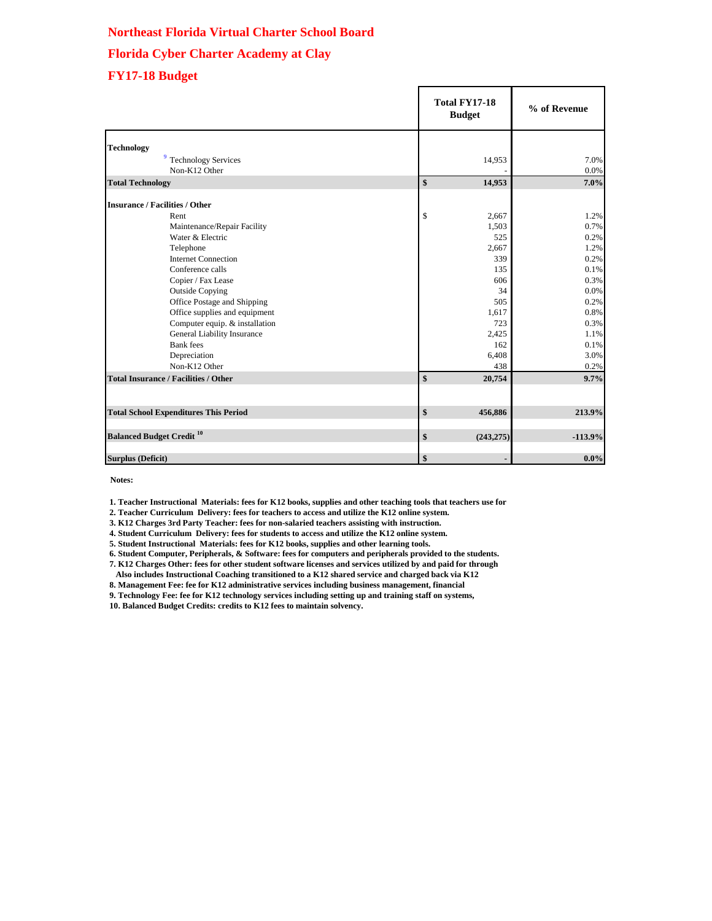# Northeast Florida Virtual Charter School Board

## Florida Cyber Charter Academy at Clay

## FY17-18 Budget

| | Total FY17-18 Budget | % of Revenue |
|---|---|---|
| **Technology** | | |
| [9] Technology Services | 14,953 | 7.0% |
| Non-K12 Other | - | 0.0% |
| **Total Technology** | **$ 14,953** | **7.0%** |
| **Insurance / Facilities / Other** | | |
| Rent | $ 2,667 | 1.2% |
| Maintenance/Repair Facility | 1,503 | 0.7% |
| Water & Electric | 525 | 0.2% |
| Telephone | 2,667 | 1.2% |
| Internet Connection | 339 | 0.2% |
| Conference calls | 135 | 0.1% |
| Copier / Fax Lease | 606 | 0.3% |
| Outside Copying | 34 | 0.0% |
| Office Postage and Shipping | 505 | 0.2% |
| Office supplies and equipment | 1,617 | 0.8% |
| Computer equip. & installation | 723 | 0.3% |
| General Liability Insurance | 2,425 | 1.1% |
| Bank fees | 162 | 0.1% |
| Depreciation | 6,408 | 3.0% |
| Non-K12 Other | 438 | 0.2% |
| **Total Insurance / Facilities / Other** | **$ 20,754** | **9.7%** |
| **Total School Expenditures This Period** | **$ 456,886** | **213.9%** |
| **Balanced Budget Credit [10]** | **$ (243,275)** | **-113.9%** |
| **Surplus (Deficit)** | **$ -** | **0.0%** |

**Notes:**

**1. Teacher Instructional Materials: fees for K12 books, supplies and other teaching tools that teachers use for**
**2. Teacher Curriculum Delivery: fees for teachers to access and utilize the K12 online system.**
**3. K12 Charges 3rd Party Teacher: fees for non-salaried teachers assisting with instruction.**
**4. Student Curriculum Delivery: fees for students to access and utilize the K12 online system.**
**5. Student Instructional Materials: fees for K12 books, supplies and other learning tools.**
**6. Student Computer, Peripherals, & Software: fees for computers and peripherals provided to the students.**
**7. K12 Charges Other: fees for other student software licenses and services utilized by and paid for through**
**Also includes Instructional Coaching transitioned to a K12 shared service and charged back via K12**
**8. Management Fee: fee for K12 administrative services including business management, financial**
**9. Technology Fee: fee for K12 technology services including setting up and training staff on systems,**
**10. Balanced Budget Credits: credits to K12 fees to maintain solvency.**